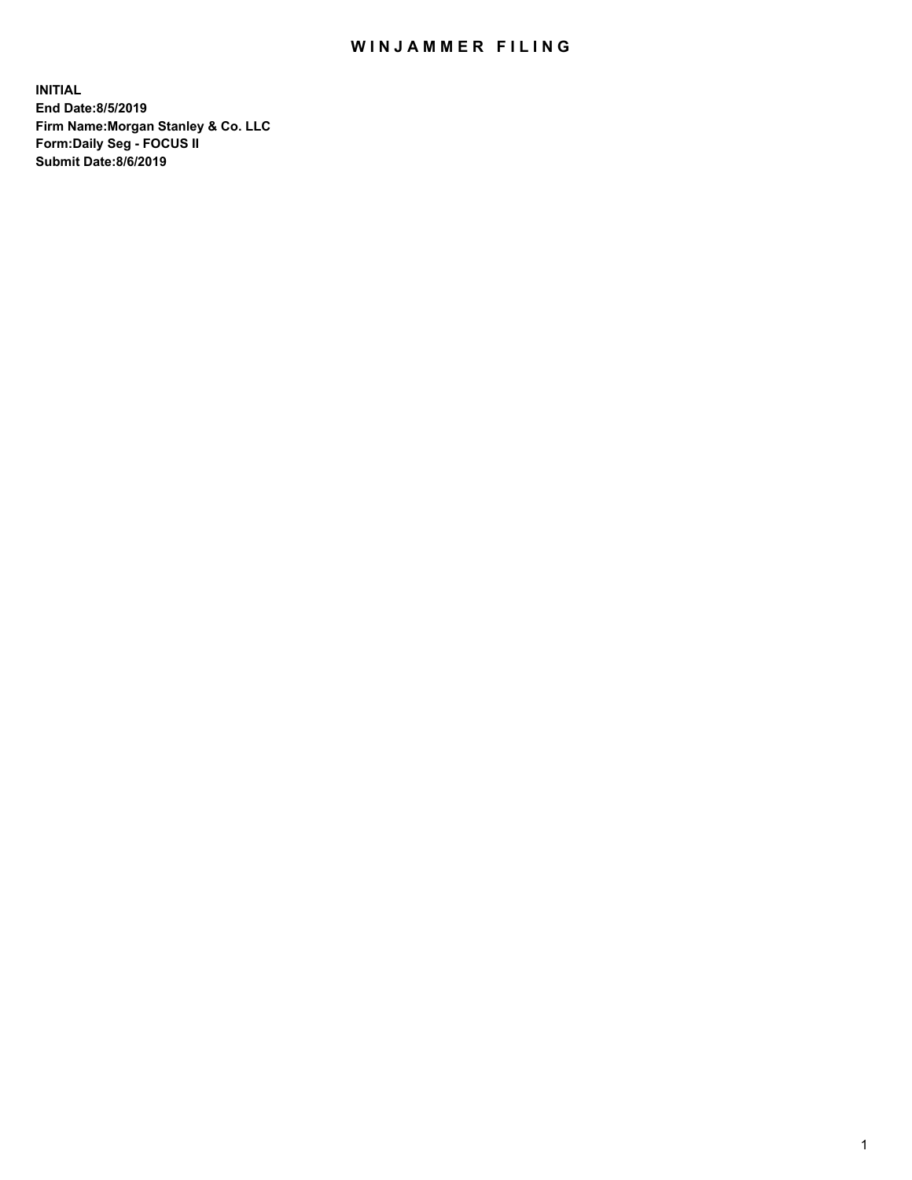# WINJAMMER FILING

**INITIAL**
**End Date:8/5/2019**
**Firm Name:Morgan Stanley & Co. LLC**
**Form:Daily Seg - FOCUS II**
**Submit Date:8/6/2019**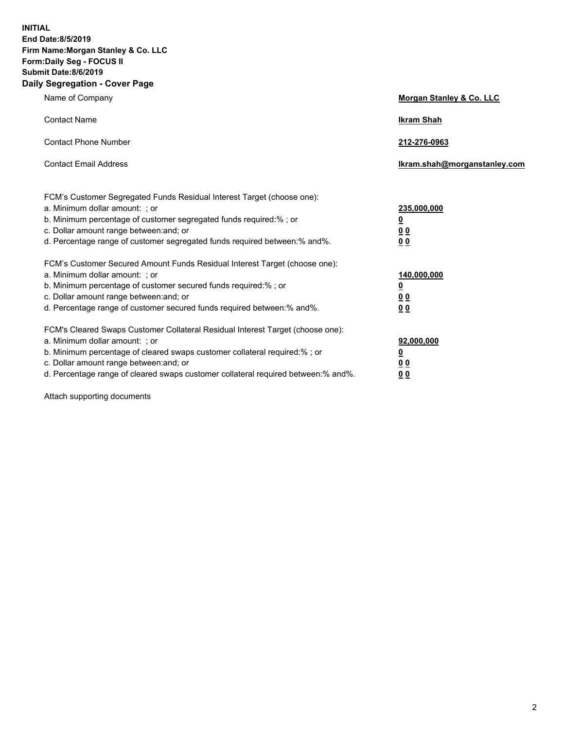**INITIAL**
**End Date:8/5/2019**
**Firm Name:Morgan Stanley & Co. LLC**
**Form:Daily Seg - FOCUS II**
**Submit Date:8/6/2019**

## Daily Segregation - Cover Page

| | |
|---|---|
| Name of Company | **Morgan Stanley & Co. LLC** |
| Contact Name | **Ikram Shah** |
| Contact Phone Number | **212-276-0963** |
| Contact Email Address | **Ikram.shah@morganstanley.com** |

| | |
|---|---|
| FCM's Customer Segregated Funds Residual Interest Target (choose one): | |
| a. Minimum dollar amount: ; or | **235,000,000** |
| b. Minimum percentage of customer segregated funds required:% ; or | **0** |
| c. Dollar amount range between:and; or | **0 0** |
| d. Percentage range of customer segregated funds required between:% and%. | **0 0** |
| FCM's Customer Secured Amount Funds Residual Interest Target (choose one): | |
| a. Minimum dollar amount: ; or | **140,000,000** |
| b. Minimum percentage of customer secured funds required:% ; or | **0** |
| c. Dollar amount range between:and; or | **0 0** |
| d. Percentage range of customer secured funds required between:% and%. | **0 0** |
| FCM's Cleared Swaps Customer Collateral Residual Interest Target (choose one): | |
| a. Minimum dollar amount: ; or | **92,000,000** |
| b. Minimum percentage of cleared swaps customer collateral required:% ; or | **0** |
| c. Dollar amount range between:and; or | **0 0** |
| d. Percentage range of cleared swaps customer collateral required between:% and%. | **0 0** |

Attach supporting documents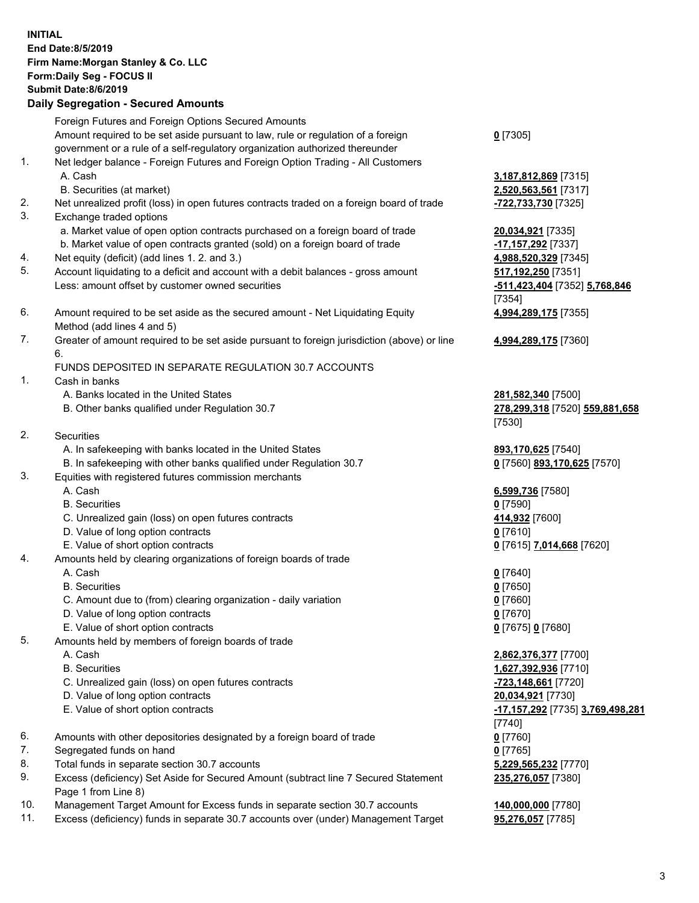**INITIAL**
**End Date:8/5/2019**
**Firm Name:Morgan Stanley & Co. LLC**
**Form:Daily Seg - FOCUS II**
**Submit Date:8/6/2019**

**Daily Segregation - Secured Amounts**

Foreign Futures and Foreign Options Secured Amounts

Amount required to be set aside pursuant to law, rule or regulation of a foreign government or a rule of a self-regulatory organization authorized thereunder — **0** [7305]

1. Net ledger balance - Foreign Futures and Foreign Option Trading - All Customers
   - A. Cash — **3,187,812,869** [7315]
   - B. Securities (at market) — **2,520,563,561** [7317]
2. Net unrealized profit (loss) in open futures contracts traded on a foreign board of trade — **-722,733,730** [7325]
3. Exchange traded options
   - a. Market value of open option contracts purchased on a foreign board of trade — **20,034,921** [7335]
   - b. Market value of open contracts granted (sold) on a foreign board of trade — **-17,157,292** [7337]
4. Net equity (deficit) (add lines 1. 2. and 3.) — **4,988,520,329** [7345]
5. Account liquidating to a deficit and account with a debit balances - gross amount — **517,192,250** [7351]
   Less: amount offset by customer owned securities — **-511,423,404** [7352] **5,768,846** [7354]
6. Amount required to be set aside as the secured amount - Net Liquidating Equity Method (add lines 4 and 5) — **4,994,289,175** [7355]
7. Greater of amount required to be set aside pursuant to foreign jurisdiction (above) or line 6. — **4,994,289,175** [7360]

FUNDS DEPOSITED IN SEPARATE REGULATION 30.7 ACCOUNTS

1. Cash in banks
   - A. Banks located in the United States — **281,582,340** [7500]
   - B. Other banks qualified under Regulation 30.7 — **278,299,318** [7520] **559,881,658** [7530]
2. Securities
   - A. In safekeeping with banks located in the United States — **893,170,625** [7540]
   - B. In safekeeping with other banks qualified under Regulation 30.7 — **0** [7560] **893,170,625** [7570]
3. Equities with registered futures commission merchants
   - A. Cash — **6,599,736** [7580]
   - B. Securities — **0** [7590]
   - C. Unrealized gain (loss) on open futures contracts — **414,932** [7600]
   - D. Value of long option contracts — **0** [7610]
   - E. Value of short option contracts — **0** [7615] **7,014,668** [7620]
4. Amounts held by clearing organizations of foreign boards of trade
   - A. Cash — **0** [7640]
   - B. Securities — **0** [7650]
   - C. Amount due to (from) clearing organization - daily variation — **0** [7660]
   - D. Value of long option contracts — **0** [7670]
   - E. Value of short option contracts — **0** [7675] **0** [7680]
5. Amounts held by members of foreign boards of trade
   - A. Cash — **2,862,376,377** [7700]
   - B. Securities — **1,627,392,936** [7710]
   - C. Unrealized gain (loss) on open futures contracts — **-723,148,661** [7720]
   - D. Value of long option contracts — **20,034,921** [7730]
   - E. Value of short option contracts — **-17,157,292** [7735] **3,769,498,281** [7740]
6. Amounts with other depositories designated by a foreign board of trade — **0** [7760]
7. Segregated funds on hand — **0** [7765]
8. Total funds in separate section 30.7 accounts — **5,229,565,232** [7770]
9. Excess (deficiency) Set Aside for Secured Amount (subtract line 7 Secured Statement Page 1 from Line 8) — **235,276,057** [7380]
10. Management Target Amount for Excess funds in separate section 30.7 accounts — **140,000,000** [7780]
11. Excess (deficiency) funds in separate 30.7 accounts over (under) Management Target — **95,276,057** [7785]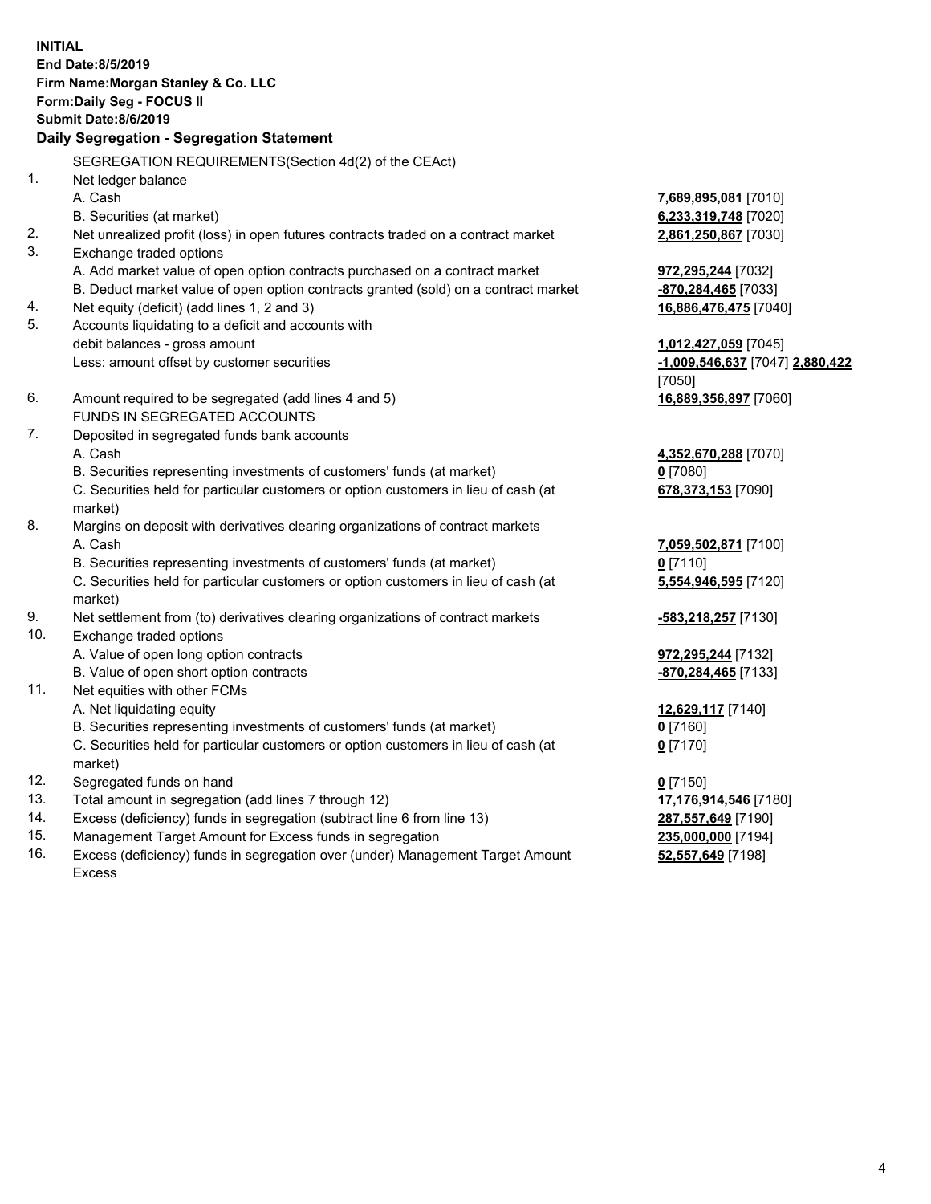**INITIAL**
**End Date:8/5/2019**
**Firm Name:Morgan Stanley & Co. LLC**
**Form:Daily Seg - FOCUS II**
**Submit Date:8/6/2019**

### Daily Segregation - Segregation Statement

SEGREGATION REQUIREMENTS(Section 4d(2) of the CEAct)

| | | |
|---|---|---|
| 1. | Net ledger balance | |
| | A. Cash | **7,689,895,081** [7010] |
| | B. Securities (at market) | **6,233,319,748** [7020] |
| 2. | Net unrealized profit (loss) in open futures contracts traded on a contract market | **2,861,250,867** [7030] |
| 3. | Exchange traded options | |
| | A. Add market value of open option contracts purchased on a contract market | **972,295,244** [7032] |
| | B. Deduct market value of open option contracts granted (sold) on a contract market | **-870,284,465** [7033] |
| 4. | Net equity (deficit) (add lines 1, 2 and 3) | **16,886,476,475** [7040] |
| 5. | Accounts liquidating to a deficit and accounts with | |
| | debit balances - gross amount | **1,012,427,059** [7045] |
| | Less: amount offset by customer securities | **-1,009,546,637** [7047] **2,880,422** [7050] |
| 6. | Amount required to be segregated (add lines 4 and 5) | **16,889,356,897** [7060] |
| | FUNDS IN SEGREGATED ACCOUNTS | |
| 7. | Deposited in segregated funds bank accounts | |
| | A. Cash | **4,352,670,288** [7070] |
| | B. Securities representing investments of customers' funds (at market) | **0** [7080] |
| | C. Securities held for particular customers or option customers in lieu of cash (at market) | **678,373,153** [7090] |
| 8. | Margins on deposit with derivatives clearing organizations of contract markets | |
| | A. Cash | **7,059,502,871** [7100] |
| | B. Securities representing investments of customers' funds (at market) | **0** [7110] |
| | C. Securities held for particular customers or option customers in lieu of cash (at market) | **5,554,946,595** [7120] |
| 9. | Net settlement from (to) derivatives clearing organizations of contract markets | **-583,218,257** [7130] |
| 10. | Exchange traded options | |
| | A. Value of open long option contracts | **972,295,244** [7132] |
| | B. Value of open short option contracts | **-870,284,465** [7133] |
| 11. | Net equities with other FCMs | |
| | A. Net liquidating equity | **12,629,117** [7140] |
| | B. Securities representing investments of customers' funds (at market) | **0** [7160] |
| | C. Securities held for particular customers or option customers in lieu of cash (at market) | **0** [7170] |
| 12. | Segregated funds on hand | **0** [7150] |
| 13. | Total amount in segregation (add lines 7 through 12) | **17,176,914,546** [7180] |
| 14. | Excess (deficiency) funds in segregation (subtract line 6 from line 13) | **287,557,649** [7190] |
| 15. | Management Target Amount for Excess funds in segregation | **235,000,000** [7194] |
| 16. | Excess (deficiency) funds in segregation over (under) Management Target Amount Excess | **52,557,649** [7198] |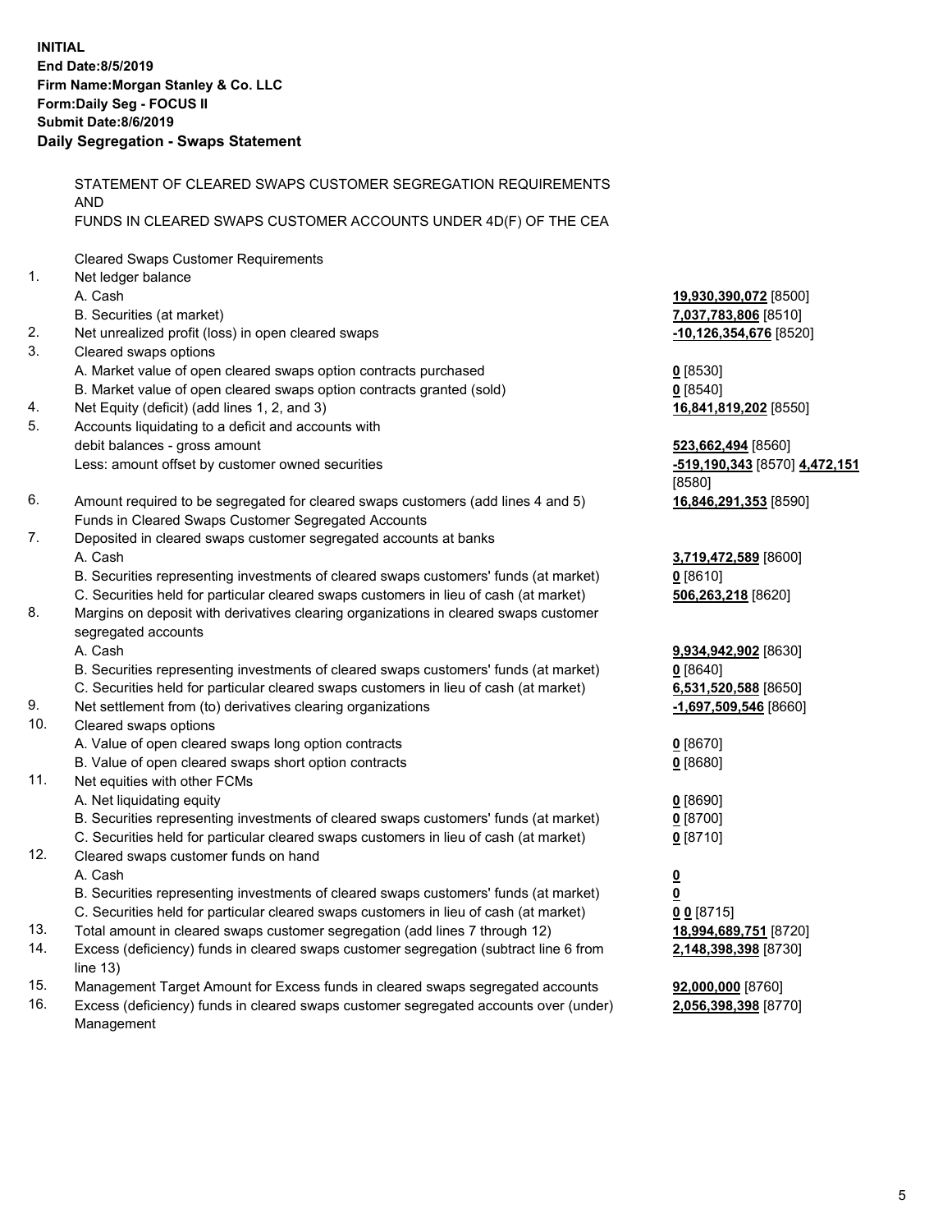**INITIAL**
**End Date:8/5/2019**
**Firm Name:Morgan Stanley & Co. LLC**
**Form:Daily Seg - FOCUS II**
**Submit Date:8/6/2019**
**Daily Segregation - Swaps Statement**

STATEMENT OF CLEARED SWAPS CUSTOMER SEGREGATION REQUIREMENTS AND FUNDS IN CLEARED SWAPS CUSTOMER ACCOUNTS UNDER 4D(F) OF THE CEA

| | | |
|---|---|---|
| | Cleared Swaps Customer Requirements | |
| 1. | Net ledger balance | |
| | A. Cash | **19,930,390,072** [8500] |
| | B. Securities (at market) | **7,037,783,806** [8510] |
| 2. | Net unrealized profit (loss) in open cleared swaps | **-10,126,354,676** [8520] |
| 3. | Cleared swaps options | |
| | A. Market value of open cleared swaps option contracts purchased | **0** [8530] |
| | B. Market value of open cleared swaps option contracts granted (sold) | **0** [8540] |
| 4. | Net Equity (deficit) (add lines 1, 2, and 3) | **16,841,819,202** [8550] |
| 5. | Accounts liquidating to a deficit and accounts with debit balances - gross amount | **523,662,494** [8560] |
| | Less: amount offset by customer owned securities | **-519,190,343** [8570] **4,472,151** [8580] |
| 6. | Amount required to be segregated for cleared swaps customers (add lines 4 and 5) | **16,846,291,353** [8590] |
| | Funds in Cleared Swaps Customer Segregated Accounts | |
| 7. | Deposited in cleared swaps customer segregated accounts at banks | |
| | A. Cash | **3,719,472,589** [8600] |
| | B. Securities representing investments of cleared swaps customers' funds (at market) | **0** [8610] |
| | C. Securities held for particular cleared swaps customers in lieu of cash (at market) | **506,263,218** [8620] |
| 8. | Margins on deposit with derivatives clearing organizations in cleared swaps customer segregated accounts | |
| | A. Cash | **9,934,942,902** [8630] |
| | B. Securities representing investments of cleared swaps customers' funds (at market) | **0** [8640] |
| | C. Securities held for particular cleared swaps customers in lieu of cash (at market) | **6,531,520,588** [8650] |
| 9. | Net settlement from (to) derivatives clearing organizations | **-1,697,509,546** [8660] |
| 10. | Cleared swaps options | |
| | A. Value of open cleared swaps long option contracts | **0** [8670] |
| | B. Value of open cleared swaps short option contracts | **0** [8680] |
| 11. | Net equities with other FCMs | |
| | A. Net liquidating equity | **0** [8690] |
| | B. Securities representing investments of cleared swaps customers' funds (at market) | **0** [8700] |
| | C. Securities held for particular cleared swaps customers in lieu of cash (at market) | **0** [8710] |
| 12. | Cleared swaps customer funds on hand | |
| | A. Cash | **0** |
| | B. Securities representing investments of cleared swaps customers' funds (at market) | **0** |
| | C. Securities held for particular cleared swaps customers in lieu of cash (at market) | **0** **0** [8715] |
| 13. | Total amount in cleared swaps customer segregation (add lines 7 through 12) | **18,994,689,751** [8720] |
| 14. | Excess (deficiency) funds in cleared swaps customer segregation (subtract line 6 from line 13) | **2,148,398,398** [8730] |
| 15. | Management Target Amount for Excess funds in cleared swaps segregated accounts | **92,000,000** [8760] |
| 16. | Excess (deficiency) funds in cleared swaps customer segregated accounts over (under) Management | **2,056,398,398** [8770] |